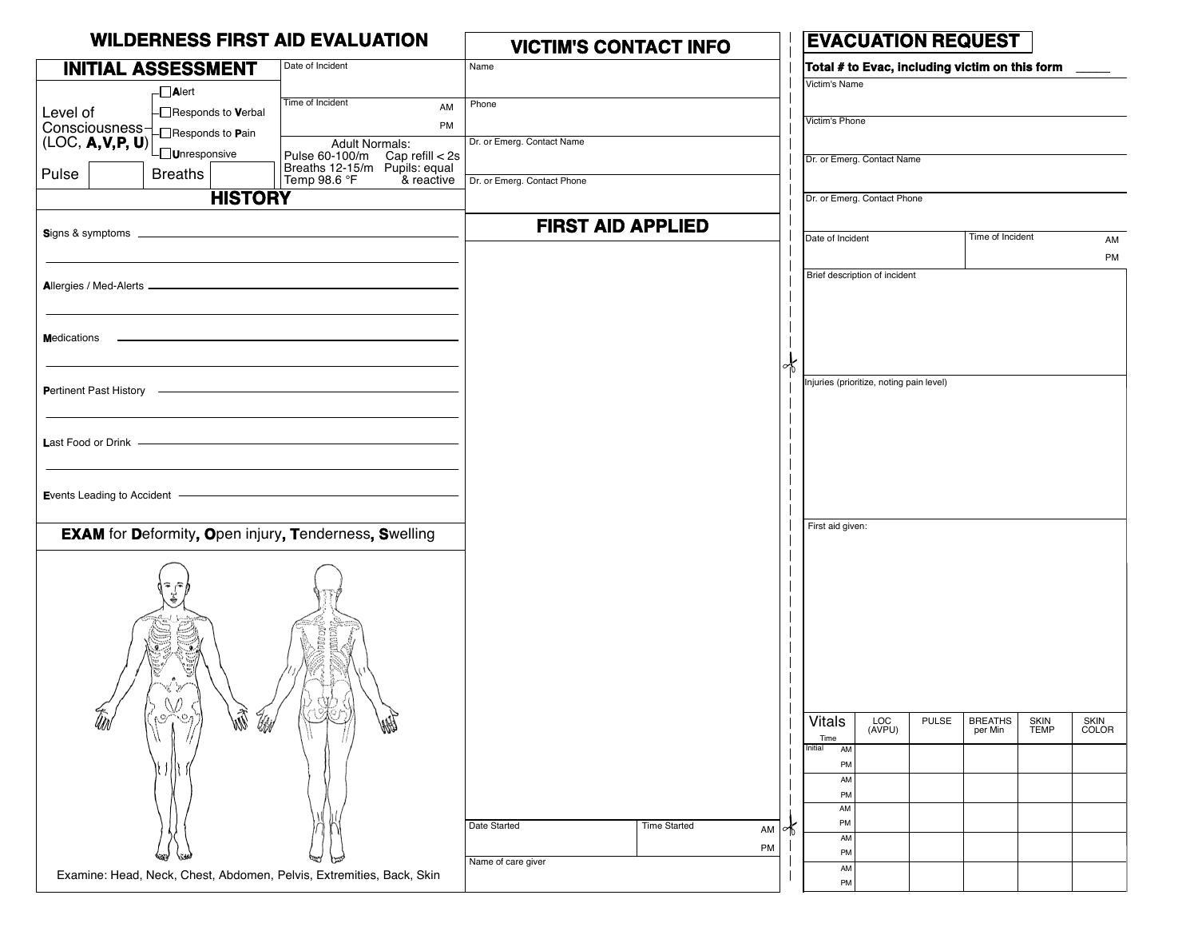# WILDERNESS FIRST AID EVALUATION

## INITIAL ASSESSMENT

Level of Consciousness (LOC, **A, V, P, U**)

- ☐ **A**lert
- ☐ Responds to **V**erbal
- ☐ Responds to **P**ain
- ☐ **U**nresponsive

Pulse ________ Breaths ________

Date of Incident

Time of Incident AM PM

Adult Normals:
Pulse 60-100/m Cap refill < 2s
Breaths 12-15/m Pupils: equal
Temp 98.6 °F & reactive

## HISTORY

**S**igns & symptoms ______________________

**A**llergies / Med-Alerts ______________________

**M**edications ______________________

**P**ertinent Past History ______________________

**L**ast Food or Drink ______________________

**E**vents Leading to Accident ______________________

## EXAM for **D**eformity, **O**pen injury, **T**enderness, **S**welling

Examine: Head, Neck, Chest, Abdomen, Pelvis, Extremities, Back, Skin

## VICTIM'S CONTACT INFO

Name

Phone

Dr. or Emerg. Contact Name

Dr. or Emerg. Contact Phone

## FIRST AID APPLIED

Date Started

Time Started AM PM

Name of care giver

## EVACUATION REQUEST

**Total # to Evac, including victim on this form** ______

Victim's Name

Victim's Phone

Dr. or Emerg. Contact Name

Dr. or Emerg. Contact Phone

Date of Incident

Time of Incident AM PM

Brief description of incident

Injuries (prioritize, noting pain level)

First aid given:

| Vitals Time | LOC (AVPU) | PULSE | BREATHS per Min | SKIN TEMP | SKIN COLOR |
|---|---|---|---|---|---|
| Initial AM PM | | | | | |
| AM PM | | | | | |
| AM PM | | | | | |
| AM PM | | | | | |
| AM PM | | | | | |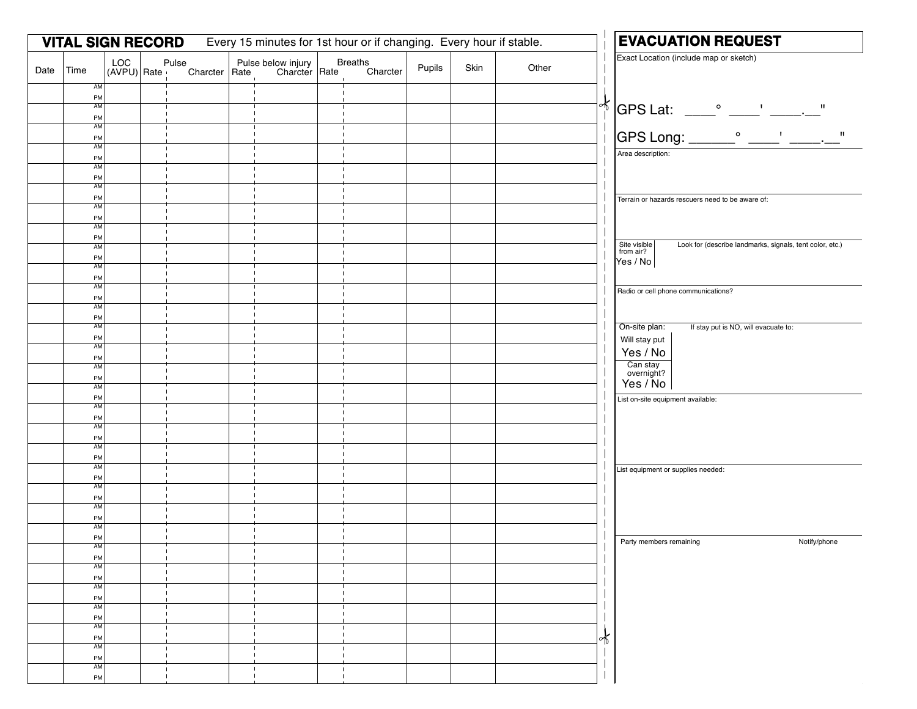## VITAL SIGN RECORD

Every 15 minutes for 1st hour or if changing. Every hour if stable.

| Date | Time | LOC (AVPU) | Pulse Rate | Pulse Charcter | Pulse below injury Rate | Pulse below injury Charcter | Breaths Rate | Breaths Charcter | Pupils | Skin | Other |
|---|---|---|---|---|---|---|---|---|---|---|---|
| | AM PM | | | | | | | | | | |
| | AM PM | | | | | | | | | | |
| | AM PM | | | | | | | | | | |
| | AM PM | | | | | | | | | | |
| | AM PM | | | | | | | | | | |
| | AM PM | | | | | | | | | | |
| | AM PM | | | | | | | | | | |
| | AM PM | | | | | | | | | | |
| | AM PM | | | | | | | | | | |
| | AM PM | | | | | | | | | | |
| | AM PM | | | | | | | | | | |
| | AM PM | | | | | | | | | | |
| | AM PM | | | | | | | | | | |
| | AM PM | | | | | | | | | | |
| | AM PM | | | | | | | | | | |
| | AM PM | | | | | | | | | | |
| | AM PM | | | | | | | | | | |
| | AM PM | | | | | | | | | | |
| | AM PM | | | | | | | | | | |
| | AM PM | | | | | | | | | | |
| | AM PM | | | | | | | | | | |
| | AM PM | | | | | | | | | | |
| | AM PM | | | | | | | | | | |
| | AM PM | | | | | | | | | | |
| | AM PM | | | | | | | | | | |
| | AM PM | | | | | | | | | | |
| | AM PM | | | | | | | | | | |
| | AM PM | | | | | | | | | | |
| | AM PM | | | | | | | | | | |
| | AM PM | | | | | | | | | | |
| | AM PM | | | | | | | | | | |
| | AM PM | | | | | | | | | | |

## EVACUATION REQUEST

Exact Location (include map or sketch)

GPS Lat: ____° ____' ____.__"

GPS Long: ______° ____' ____.__"

Area description:

Terrain or hazards rescuers need to be aware of:

Site visible from air? Yes / No

Look for (describe landmarks, signals, tent color, etc.)

Radio or cell phone communications?

On-site plan:

Will stay put Yes / No

Can stay overnight? Yes / No

If stay put is NO, will evacuate to:

List on-site equipment available:

List equipment or supplies needed:

| Party members remaining | Notify/phone |
|---|---|
| | |